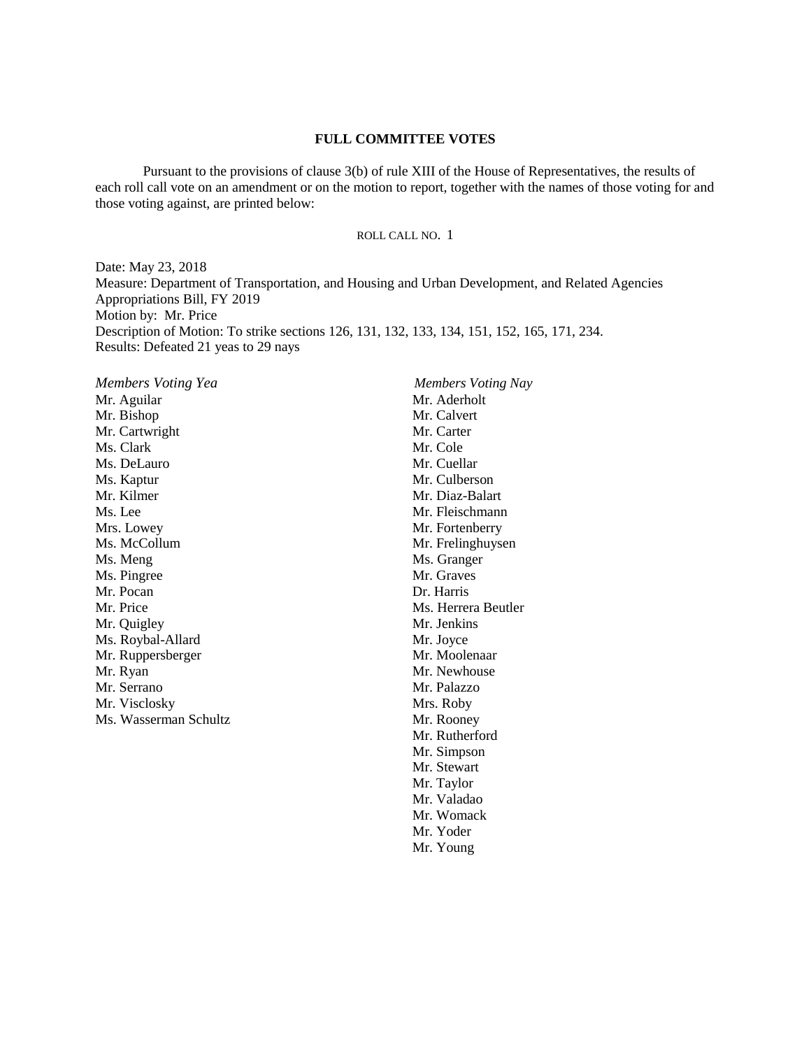## FULL COMMITTEE VOTES

Pursuant to the provisions of clause 3(b) of rule XIII of the House of Representatives, the results of each roll call vote on an amendment or on the motion to report, together with the names of those voting for and those voting against, are printed below:

ROLL CALL NO. 1

Date: May 23, 2018
Measure: Department of Transportation, and Housing and Urban Development, and Related Agencies Appropriations Bill, FY 2019
Motion by: Mr. Price
Description of Motion: To strike sections 126, 131, 132, 133, 134, 151, 152, 165, 171, 234.
Results: Defeated 21 yeas to 29 nays

| *Members Voting Yea* | *Members Voting Nay* |
| --- | --- |
| Mr. Aguilar | Mr. Aderholt |
| Mr. Bishop | Mr. Calvert |
| Mr. Cartwright | Mr. Carter |
| Ms. Clark | Mr. Cole |
| Ms. DeLauro | Mr. Cuellar |
| Ms. Kaptur | Mr. Culberson |
| Mr. Kilmer | Mr. Diaz-Balart |
| Ms. Lee | Mr. Fleischmann |
| Mrs. Lowey | Mr. Fortenberry |
| Ms. McCollum | Mr. Frelinghuysen |
| Ms. Meng | Ms. Granger |
| Ms. Pingree | Mr. Graves |
| Mr. Pocan | Dr. Harris |
| Mr. Price | Ms. Herrera Beutler |
| Mr. Quigley | Mr. Jenkins |
| Ms. Roybal-Allard | Mr. Joyce |
| Mr. Ruppersberger | Mr. Moolenaar |
| Mr. Ryan | Mr. Newhouse |
| Mr. Serrano | Mr. Palazzo |
| Mr. Visclosky | Mrs. Roby |
| Ms. Wasserman Schultz | Mr. Rooney |
| | Mr. Rutherford |
| | Mr. Simpson |
| | Mr. Stewart |
| | Mr. Taylor |
| | Mr. Valadao |
| | Mr. Womack |
| | Mr. Yoder |
| | Mr. Young |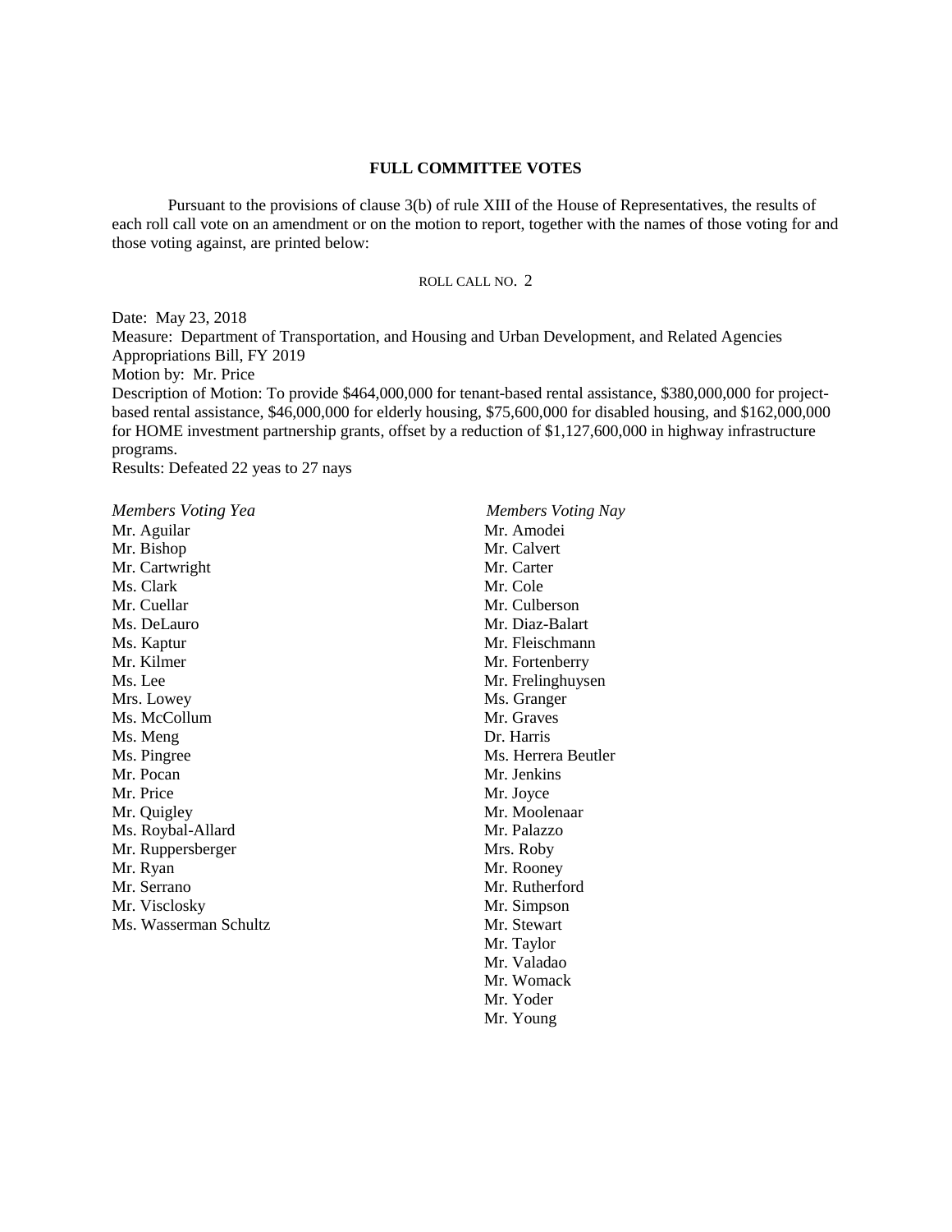**FULL COMMITTEE VOTES**

Pursuant to the provisions of clause 3(b) of rule XIII of the House of Representatives, the results of each roll call vote on an amendment or on the motion to report, together with the names of those voting for and those voting against, are printed below:

ROLL CALL NO. 2

Date: May 23, 2018
Measure: Department of Transportation, and Housing and Urban Development, and Related Agencies Appropriations Bill, FY 2019
Motion by: Mr. Price
Description of Motion: To provide $464,000,000 for tenant-based rental assistance, $380,000,000 for project-based rental assistance, $46,000,000 for elderly housing, $75,600,000 for disabled housing, and $162,000,000 for HOME investment partnership grants, offset by a reduction of $1,127,600,000 in highway infrastructure programs.
Results: Defeated 22 yeas to 27 nays

| *Members Voting Yea* | *Members Voting Nay* |
|---|---|
| Mr. Aguilar | Mr. Amodei |
| Mr. Bishop | Mr. Calvert |
| Mr. Cartwright | Mr. Carter |
| Ms. Clark | Mr. Cole |
| Mr. Cuellar | Mr. Culberson |
| Ms. DeLauro | Mr. Diaz-Balart |
| Ms. Kaptur | Mr. Fleischmann |
| Mr. Kilmer | Mr. Fortenberry |
| Ms. Lee | Mr. Frelinghuysen |
| Mrs. Lowey | Ms. Granger |
| Ms. McCollum | Mr. Graves |
| Ms. Meng | Dr. Harris |
| Ms. Pingree | Ms. Herrera Beutler |
| Mr. Pocan | Mr. Jenkins |
| Mr. Price | Mr. Joyce |
| Mr. Quigley | Mr. Moolenaar |
| Ms. Roybal-Allard | Mr. Palazzo |
| Mr. Ruppersberger | Mrs. Roby |
| Mr. Ryan | Mr. Rooney |
| Mr. Serrano | Mr. Rutherford |
| Mr. Visclosky | Mr. Simpson |
| Ms. Wasserman Schultz | Mr. Stewart |
| | Mr. Taylor |
| | Mr. Valadao |
| | Mr. Womack |
| | Mr. Yoder |
| | Mr. Young |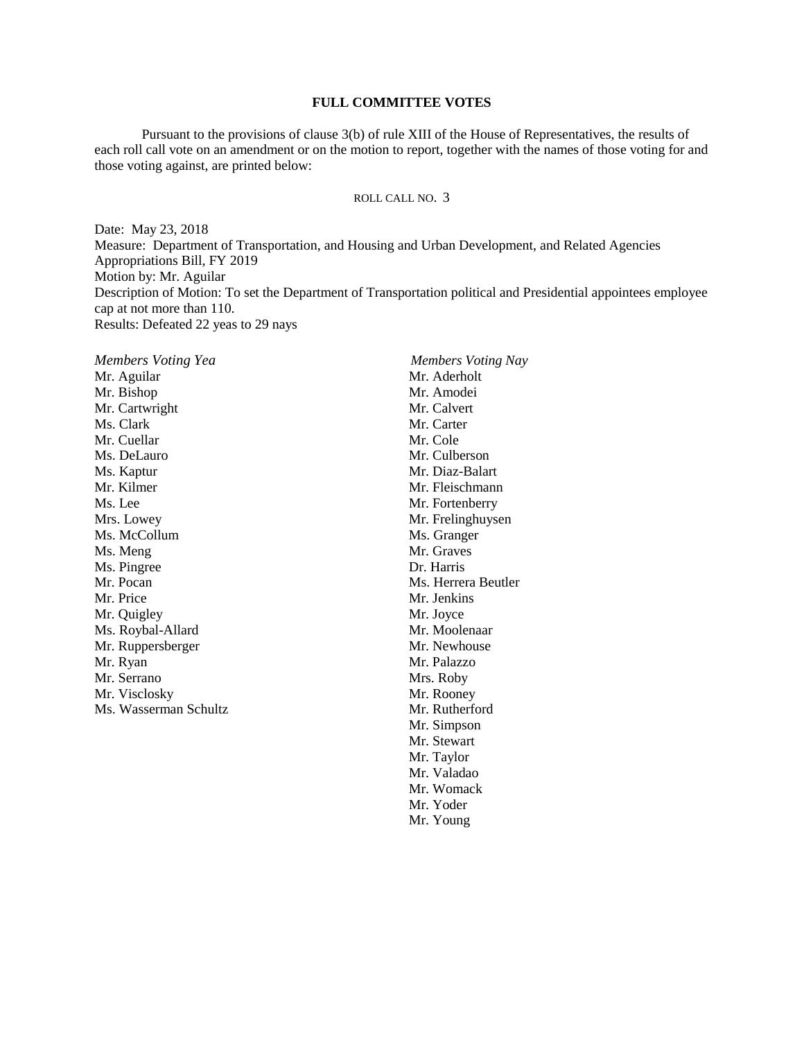**FULL COMMITTEE VOTES**

Pursuant to the provisions of clause 3(b) of rule XIII of the House of Representatives, the results of each roll call vote on an amendment or on the motion to report, together with the names of those voting for and those voting against, are printed below:

ROLL CALL NO. 3

Date: May 23, 2018
Measure: Department of Transportation, and Housing and Urban Development, and Related Agencies Appropriations Bill, FY 2019
Motion by: Mr. Aguilar
Description of Motion: To set the Department of Transportation political and Presidential appointees employee cap at not more than 110.
Results: Defeated 22 yeas to 29 nays

| *Members Voting Yea* | *Members Voting Nay* |
|---|---|
| Mr. Aguilar | Mr. Aderholt |
| Mr. Bishop | Mr. Amodei |
| Mr. Cartwright | Mr. Calvert |
| Ms. Clark | Mr. Carter |
| Mr. Cuellar | Mr. Cole |
| Ms. DeLauro | Mr. Culberson |
| Ms. Kaptur | Mr. Diaz-Balart |
| Mr. Kilmer | Mr. Fleischmann |
| Ms. Lee | Mr. Fortenberry |
| Mrs. Lowey | Mr. Frelinghuysen |
| Ms. McCollum | Ms. Granger |
| Ms. Meng | Mr. Graves |
| Ms. Pingree | Dr. Harris |
| Mr. Pocan | Ms. Herrera Beutler |
| Mr. Price | Mr. Jenkins |
| Mr. Quigley | Mr. Joyce |
| Ms. Roybal-Allard | Mr. Moolenaar |
| Mr. Ruppersberger | Mr. Newhouse |
| Mr. Ryan | Mr. Palazzo |
| Mr. Serrano | Mrs. Roby |
| Mr. Visclosky | Mr. Rooney |
| Ms. Wasserman Schultz | Mr. Rutherford |
| | Mr. Simpson |
| | Mr. Stewart |
| | Mr. Taylor |
| | Mr. Valadao |
| | Mr. Womack |
| | Mr. Yoder |
| | Mr. Young |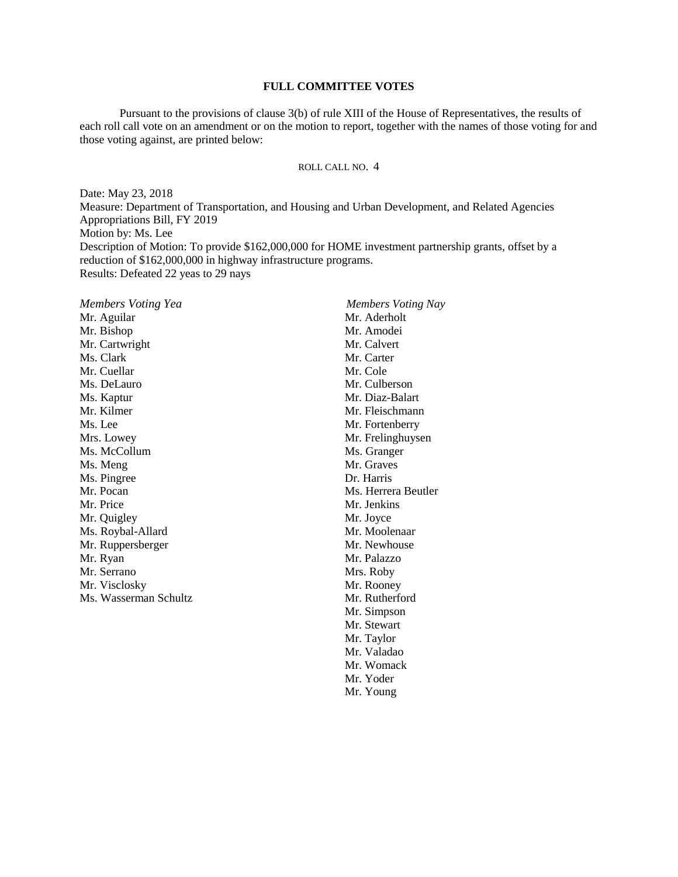**FULL COMMITTEE VOTES**

Pursuant to the provisions of clause 3(b) of rule XIII of the House of Representatives, the results of each roll call vote on an amendment or on the motion to report, together with the names of those voting for and those voting against, are printed below:

ROLL CALL NO. 4

Date: May 23, 2018
Measure: Department of Transportation, and Housing and Urban Development, and Related Agencies Appropriations Bill, FY 2019
Motion by: Ms. Lee
Description of Motion: To provide $162,000,000 for HOME investment partnership grants, offset by a reduction of $162,000,000 in highway infrastructure programs.
Results: Defeated 22 yeas to 29 nays

| *Members Voting Yea* | *Members Voting Nay* |
|---|---|
| Mr. Aguilar | Mr. Aderholt |
| Mr. Bishop | Mr. Amodei |
| Mr. Cartwright | Mr. Calvert |
| Ms. Clark | Mr. Carter |
| Mr. Cuellar | Mr. Cole |
| Ms. DeLauro | Mr. Culberson |
| Ms. Kaptur | Mr. Diaz-Balart |
| Mr. Kilmer | Mr. Fleischmann |
| Ms. Lee | Mr. Fortenberry |
| Mrs. Lowey | Mr. Frelinghuysen |
| Ms. McCollum | Ms. Granger |
| Ms. Meng | Mr. Graves |
| Ms. Pingree | Dr. Harris |
| Mr. Pocan | Ms. Herrera Beutler |
| Mr. Price | Mr. Jenkins |
| Mr. Quigley | Mr. Joyce |
| Ms. Roybal-Allard | Mr. Moolenaar |
| Mr. Ruppersberger | Mr. Newhouse |
| Mr. Ryan | Mr. Palazzo |
| Mr. Serrano | Mrs. Roby |
| Mr. Visclosky | Mr. Rooney |
| Ms. Wasserman Schultz | Mr. Rutherford |
| | Mr. Simpson |
| | Mr. Stewart |
| | Mr. Taylor |
| | Mr. Valadao |
| | Mr. Womack |
| | Mr. Yoder |
| | Mr. Young |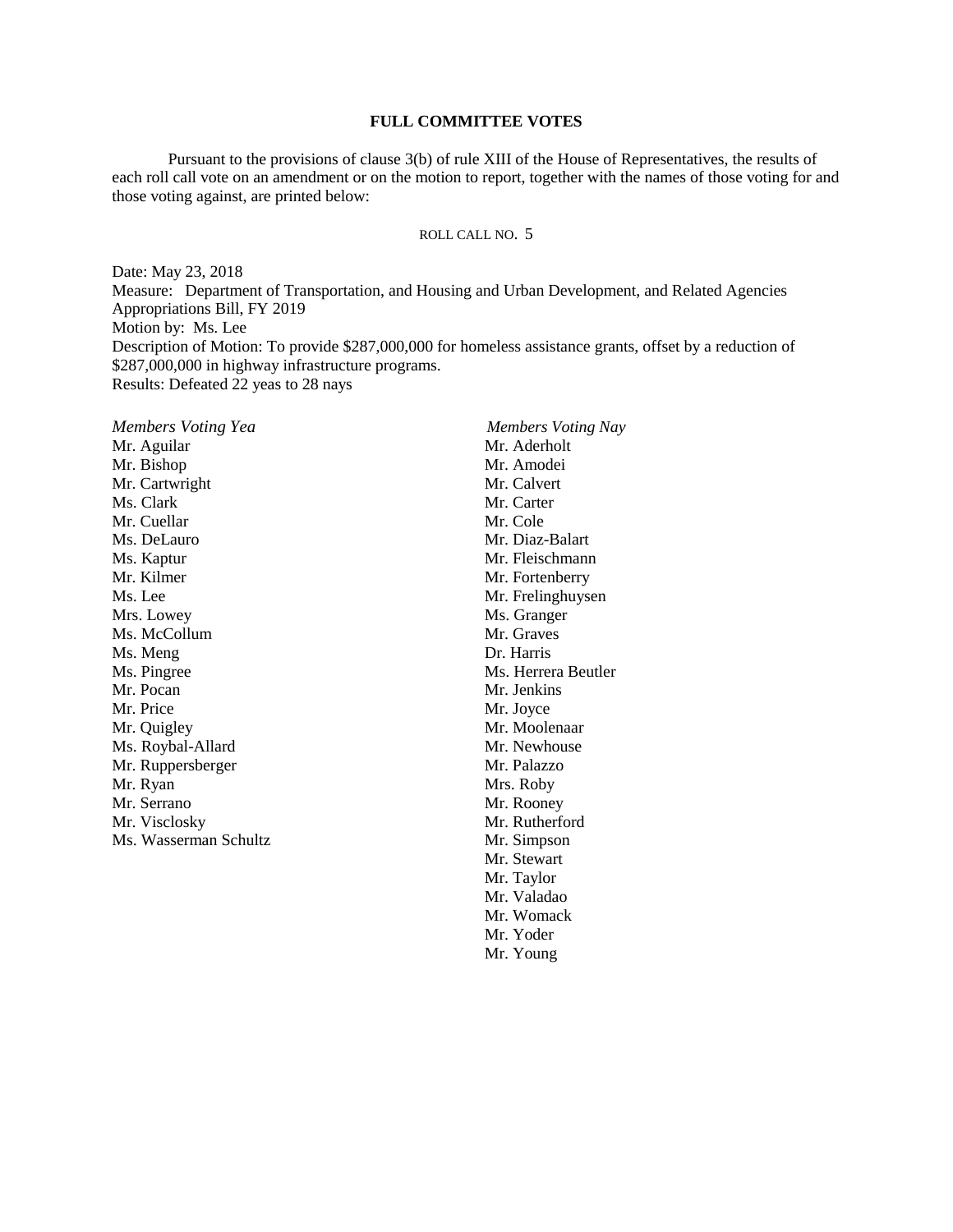**FULL COMMITTEE VOTES**

Pursuant to the provisions of clause 3(b) of rule XIII of the House of Representatives, the results of each roll call vote on an amendment or on the motion to report, together with the names of those voting for and those voting against, are printed below:

ROLL CALL NO. 5

Date: May 23, 2018
Measure: Department of Transportation, and Housing and Urban Development, and Related Agencies Appropriations Bill, FY 2019
Motion by: Ms. Lee
Description of Motion: To provide $287,000,000 for homeless assistance grants, offset by a reduction of $287,000,000 in highway infrastructure programs.
Results: Defeated 22 yeas to 28 nays

| *Members Voting Yea* | *Members Voting Nay* |
| --- | --- |
| Mr. Aguilar | Mr. Aderholt |
| Mr. Bishop | Mr. Amodei |
| Mr. Cartwright | Mr. Calvert |
| Ms. Clark | Mr. Carter |
| Mr. Cuellar | Mr. Cole |
| Ms. DeLauro | Mr. Diaz-Balart |
| Ms. Kaptur | Mr. Fleischmann |
| Mr. Kilmer | Mr. Fortenberry |
| Ms. Lee | Mr. Frelinghuysen |
| Mrs. Lowey | Ms. Granger |
| Ms. McCollum | Mr. Graves |
| Ms. Meng | Dr. Harris |
| Ms. Pingree | Ms. Herrera Beutler |
| Mr. Pocan | Mr. Jenkins |
| Mr. Price | Mr. Joyce |
| Mr. Quigley | Mr. Moolenaar |
| Ms. Roybal-Allard | Mr. Newhouse |
| Mr. Ruppersberger | Mr. Palazzo |
| Mr. Ryan | Mrs. Roby |
| Mr. Serrano | Mr. Rooney |
| Mr. Visclosky | Mr. Rutherford |
| Ms. Wasserman Schultz | Mr. Simpson |
| | Mr. Stewart |
| | Mr. Taylor |
| | Mr. Valadao |
| | Mr. Womack |
| | Mr. Yoder |
| | Mr. Young |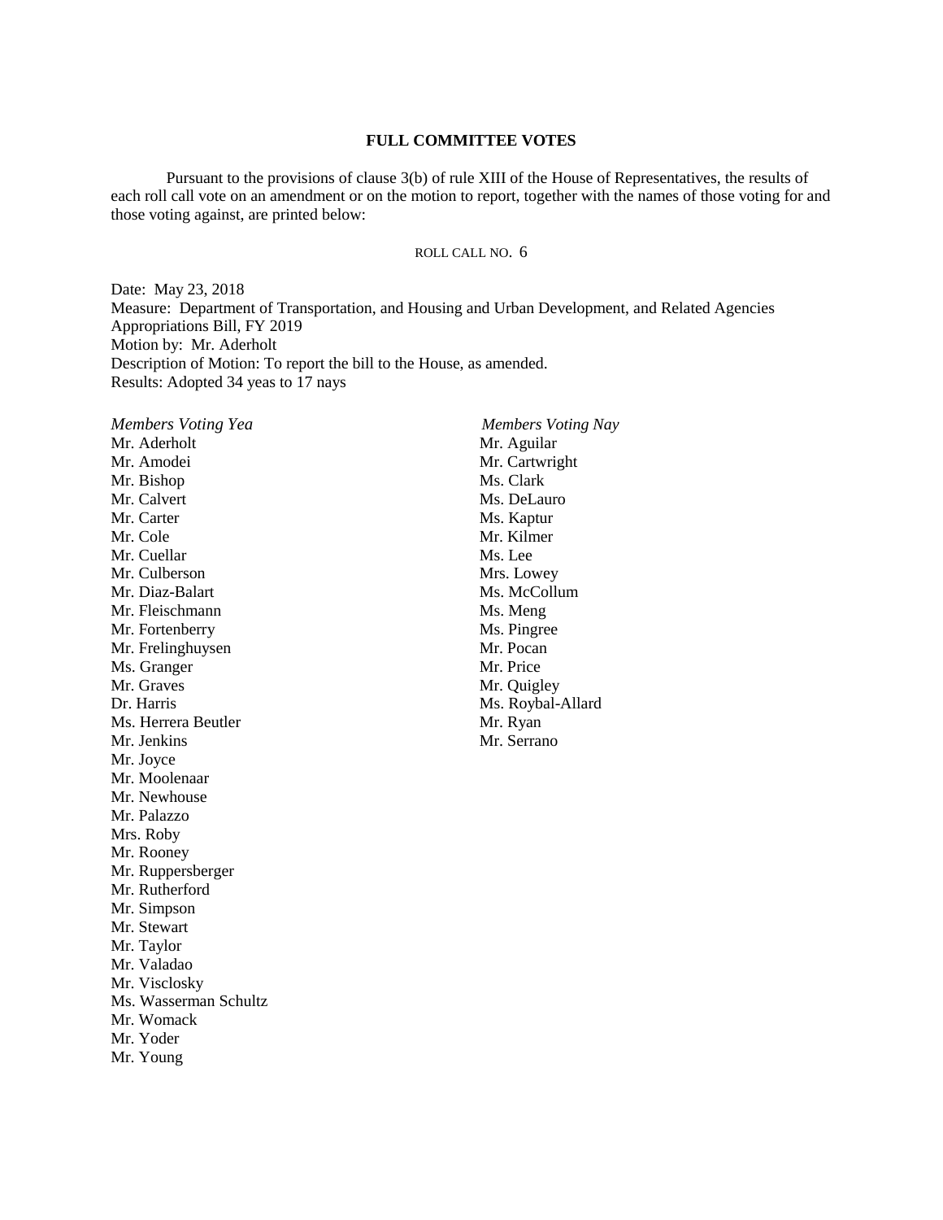**FULL COMMITTEE VOTES**

Pursuant to the provisions of clause 3(b) of rule XIII of the House of Representatives, the results of each roll call vote on an amendment or on the motion to report, together with the names of those voting for and those voting against, are printed below:

ROLL CALL NO. 6

Date: May 23, 2018
Measure: Department of Transportation, and Housing and Urban Development, and Related Agencies Appropriations Bill, FY 2019
Motion by: Mr. Aderholt
Description of Motion: To report the bill to the House, as amended.
Results: Adopted 34 yeas to 17 nays

*Members Voting Yea*

Mr. Aderholt
Mr. Amodei
Mr. Bishop
Mr. Calvert
Mr. Carter
Mr. Cole
Mr. Cuellar
Mr. Culberson
Mr. Diaz-Balart
Mr. Fleischmann
Mr. Fortenberry
Mr. Frelinghuysen
Ms. Granger
Mr. Graves
Dr. Harris
Ms. Herrera Beutler
Mr. Jenkins
Mr. Joyce
Mr. Moolenaar
Mr. Newhouse
Mr. Palazzo
Mrs. Roby
Mr. Rooney
Mr. Ruppersberger
Mr. Rutherford
Mr. Simpson
Mr. Stewart
Mr. Taylor
Mr. Valadao
Mr. Visclosky
Ms. Wasserman Schultz
Mr. Womack
Mr. Yoder
Mr. Young

*Members Voting Nay*

Mr. Aguilar
Mr. Cartwright
Ms. Clark
Ms. DeLauro
Ms. Kaptur
Mr. Kilmer
Ms. Lee
Mrs. Lowey
Ms. McCollum
Ms. Meng
Ms. Pingree
Mr. Pocan
Mr. Price
Mr. Quigley
Ms. Roybal-Allard
Mr. Ryan
Mr. Serrano